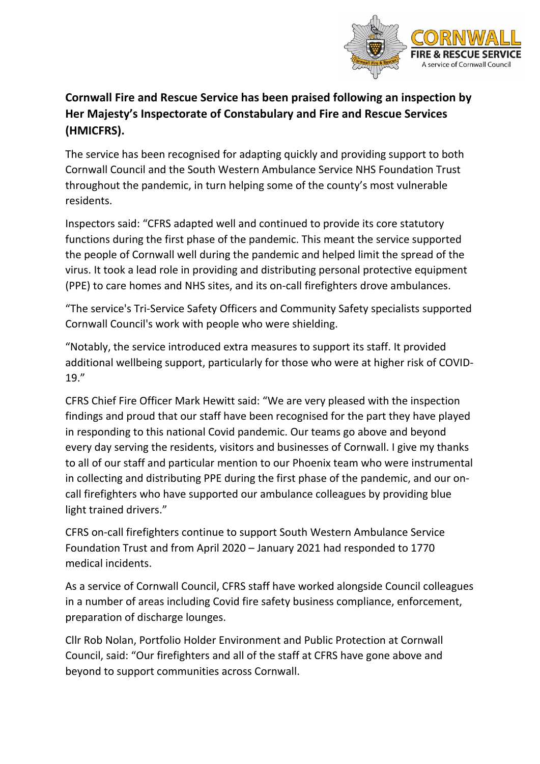**Cornwall Fire and Rescue Service has been praised following an inspection by Her Majesty's Inspectorate of Constabulary and Fire and Rescue Services (HMICFRS).**

The service has been recognised for adapting quickly and providing support to both Cornwall Council and the South Western Ambulance Service NHS Foundation Trust throughout the pandemic, in turn helping some of the county's most vulnerable residents.

Inspectors said: "CFRS adapted well and continued to provide its core statutory functions during the first phase of the pandemic. This meant the service supported the people of Cornwall well during the pandemic and helped limit the spread of the virus. It took a lead role in providing and distributing personal protective equipment (PPE) to care homes and NHS sites, and its on-call firefighters drove ambulances.

"The service's Tri-Service Safety Officers and Community Safety specialists supported Cornwall Council's work with people who were shielding.

"Notably, the service introduced extra measures to support its staff. It provided additional wellbeing support, particularly for those who were at higher risk of COVID-19."

CFRS Chief Fire Officer Mark Hewitt said: "We are very pleased with the inspection findings and proud that our staff have been recognised for the part they have played in responding to this national Covid pandemic. Our teams go above and beyond every day serving the residents, visitors and businesses of Cornwall. I give my thanks to all of our staff and particular mention to our Phoenix team who were instrumental in collecting and distributing PPE during the first phase of the pandemic, and our on-call firefighters who have supported our ambulance colleagues by providing blue light trained drivers."

CFRS on-call firefighters continue to support South Western Ambulance Service Foundation Trust and from April 2020 – January 2021 had responded to 1770 medical incidents.

As a service of Cornwall Council, CFRS staff have worked alongside Council colleagues in a number of areas including Covid fire safety business compliance, enforcement, preparation of discharge lounges.

Cllr Rob Nolan, Portfolio Holder Environment and Public Protection at Cornwall Council, said: "Our firefighters and all of the staff at CFRS have gone above and beyond to support communities across Cornwall.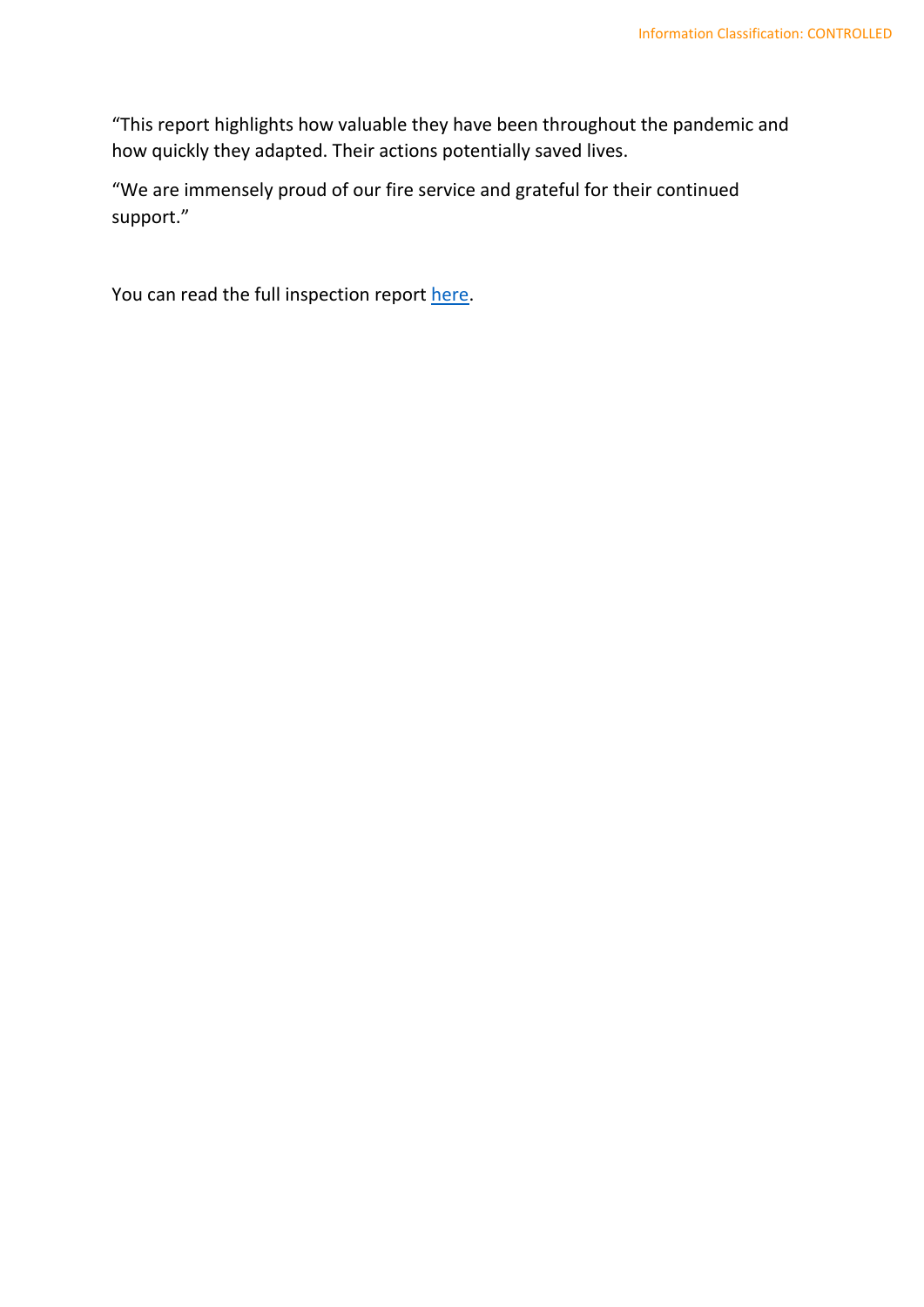"This report highlights how valuable they have been throughout the pandemic and how quickly they adapted. Their actions potentially saved lives.

"We are immensely proud of our fire service and grateful for their continued support."

You can read the full inspection report here.